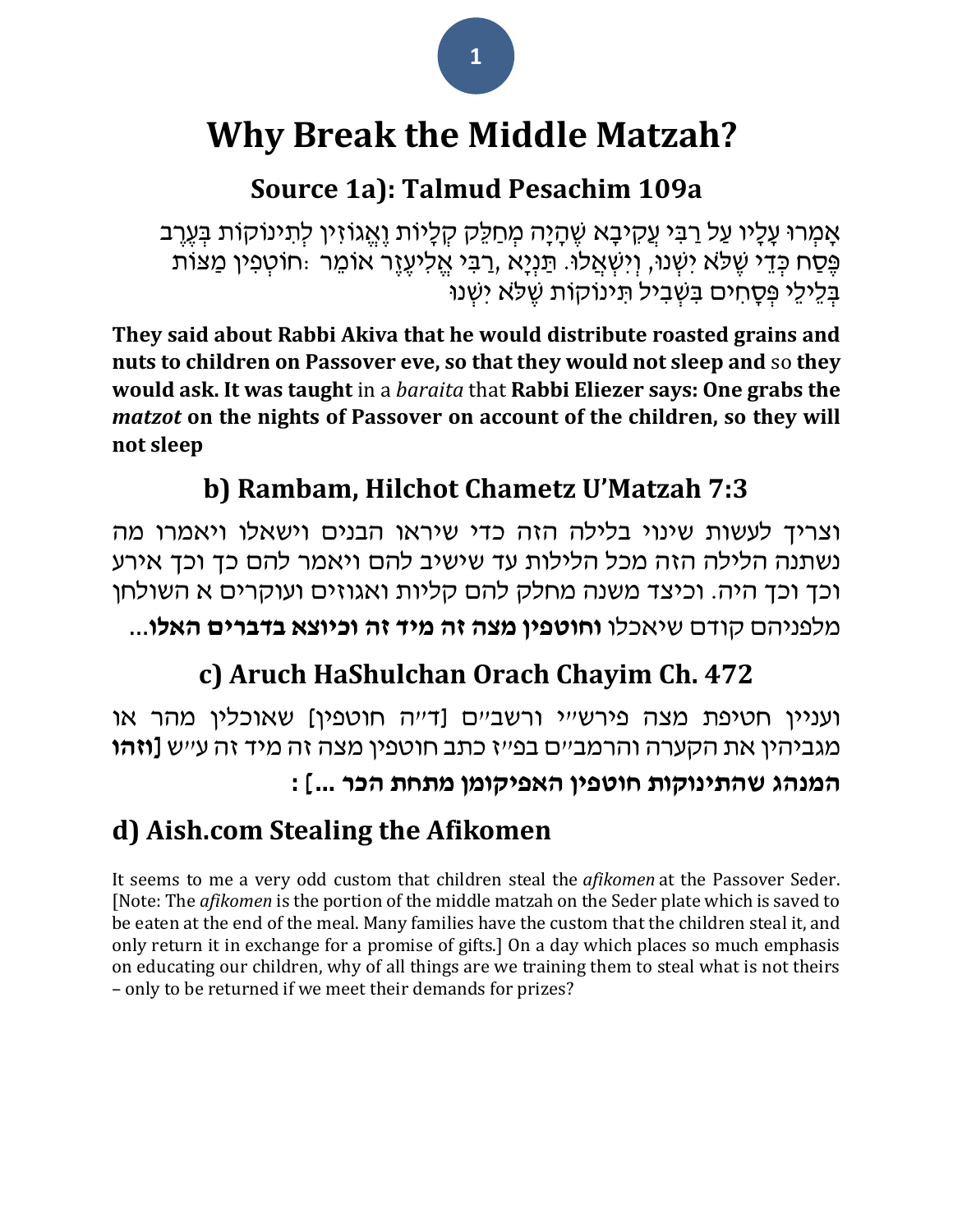# Why Break the Middle Matzah?

## Source 1a): Talmud Pesachim 109a

אָמְרוּ עָלָיו עַל רַבִּי עֲקִיבָא שֶׁהָיָה מְחַלֵּק קְלָיוֹת וֶאֱגוֹזִין לְתִינוֹקוֹת בְּעֶרֶב פֶּסַח כְּדֵי שֶׁלֹּא יִשְׁנוּ, וְיִשְׁאֲלוּ. תַּנְיָא ,רַבִּי אֱלִיעֶזֶר אוֹמֵר :חוֹטְפִין מַצּוֹת בְּלֵילֵי פְּסָחִים בִּשְׁבִיל תִּינוֹקוֹת שֶׁלֹּא יִשְׁנוּ

**They said about Rabbi Akiva that he would distribute roasted grains and nuts to children on Passover eve, so that they would not sleep and** so **they would ask. It was taught** in a *baraita* that **Rabbi Eliezer says: One grabs the *matzot* on the nights of Passover on account of the children, so they will not sleep**

## b) Rambam, Hilchot Chametz U'Matzah 7:3

וצריך לעשות שינוי בלילה הזה כדי שיראו הבנים וישאלו ויאמרו מה נשתנה הלילה הזה מכל הלילות עד שישיב להם ויאמר להם כך וכך אירע וכך וכך היה. וכיצד משנה מחלק להם קליות ואגוזים ועוקרים א השולחן מלפניהם קודם שיאכלו **וחוטפין מצה זה מיד זה וכיוצא בדברים האלו**...

## c) Aruch HaShulchan Orach Chayim Ch. 472

ועניין חטיפת מצה פירש״י ורשב״ם [ד״ה חוטפין] שאוכלין מהר או מגביהין את הקערה והרמב״ם בפ״ז כתב חוטפין מצה זה מיד זה ע״ש **[וזהו המנהג שהתינוקות חוטפין האפיקומן מתחת הכר ...]** :

## d) Aish.com Stealing the Afikomen

It seems to me a very odd custom that children steal the *afikomen* at the Passover Seder. [Note: The *afikomen* is the portion of the middle matzah on the Seder plate which is saved to be eaten at the end of the meal. Many families have the custom that the children steal it, and only return it in exchange for a promise of gifts.] On a day which places so much emphasis on educating our children, why of all things are we training them to steal what is not theirs – only to be returned if we meet their demands for prizes?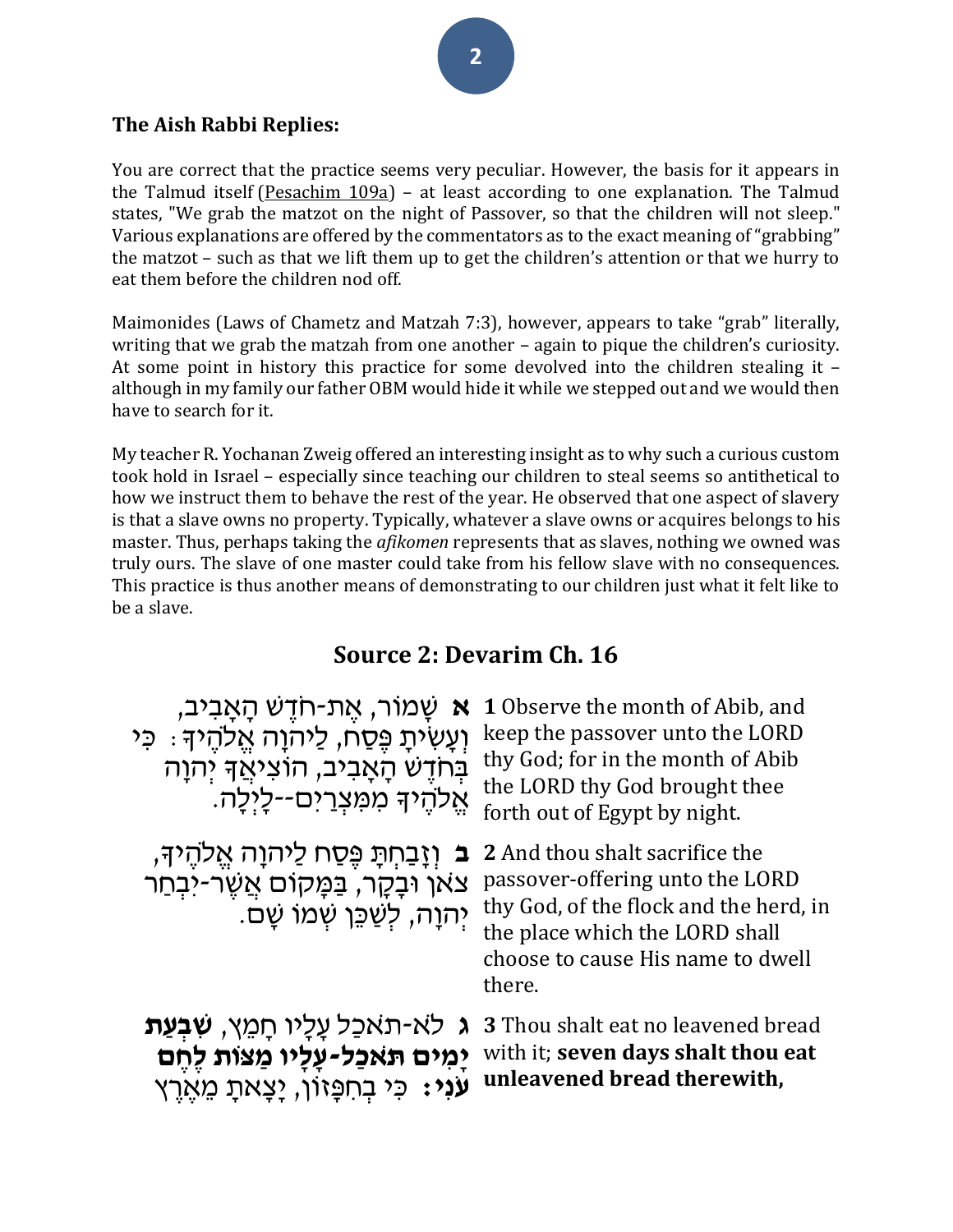**The Aish Rabbi Replies:**

You are correct that the practice seems very peculiar. However, the basis for it appears in the Talmud itself (Pesachim 109a) – at least according to one explanation. The Talmud states, "We grab the matzot on the night of Passover, so that the children will not sleep." Various explanations are offered by the commentators as to the exact meaning of "grabbing" the matzot – such as that we lift them up to get the children's attention or that we hurry to eat them before the children nod off.

Maimonides (Laws of Chametz and Matzah 7:3), however, appears to take "grab" literally, writing that we grab the matzah from one another – again to pique the children's curiosity. At some point in history this practice for some devolved into the children stealing it – although in my family our father OBM would hide it while we stepped out and we would then have to search for it.

My teacher R. Yochanan Zweig offered an interesting insight as to why such a curious custom took hold in Israel – especially since teaching our children to steal seems so antithetical to how we instruct them to behave the rest of the year. He observed that one aspect of slavery is that a slave owns no property. Typically, whatever a slave owns or acquires belongs to his master. Thus, perhaps taking the *afikomen* represents that as slaves, nothing we owned was truly ours. The slave of one master could take from his fellow slave with no consequences. This practice is thus another means of demonstrating to our children just what it felt like to be a slave.

## Source 2: Devarim Ch. 16

| | |
|---|---|
| **א** שָׁמוֹר, אֶת-חֹדֶשׁ הָאָבִיב, וְעָשִׂיתָ פֶּסַח, לַיהוָה אֱלֹהֶיךָ: כִּי בְּחֹדֶשׁ הָאָבִיב, הוֹצִיאֲךָ יְהוָה אֱלֹהֶיךָ מִמִּצְרַיִם--לָיְלָה. | **1** Observe the month of Abib, and keep the passover unto the LORD thy God; for in the month of Abib the LORD thy God brought thee forth out of Egypt by night. |
| **ב** וְזָבַחְתָּ פֶּסַח לַיהוָה אֱלֹהֶיךָ, צֹאן וּבָקָר, בַּמָּקוֹם אֲשֶׁר-יִבְחַר יְהוָה, לְשַׁכֵּן שְׁמוֹ שָׁם. | **2** And thou shalt sacrifice the passover-offering unto the LORD thy God, of the flock and the herd, in the place which the LORD shall choose to cause His name to dwell there. |
| **ג** לֹא-תֹאכַל עָלָיו חָמֵץ, **שִׁבְעַת יָמִים תֹּאכַל-עָלָיו מַצּוֹת לֶחֶם עֹנִי**: כִּי בְחִפָּזוֹן, יָצָאתָ מֵאֶרֶץ | **3** Thou shalt eat no leavened bread with it; **seven days shalt thou eat unleavened bread therewith,** |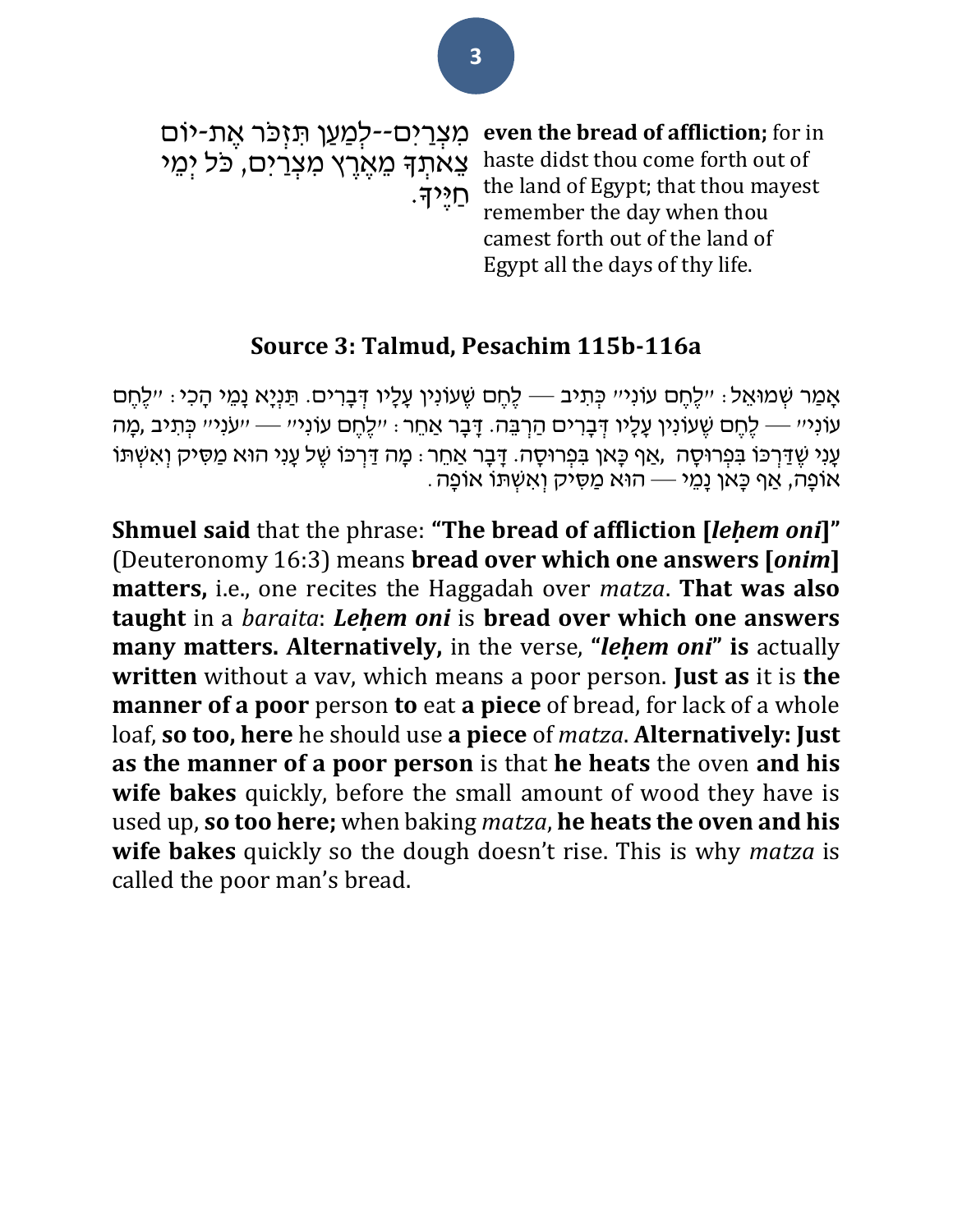מִצְרַיִם--לְמַעַן תִּזְכֹּר אֶת-יוֹם צֵאתְךָ מֵאֶרֶץ מִצְרַיִם, כֹּל יְמֵי חַיֶּיךָ.

**even the bread of affliction;** for in haste didst thou come forth out of the land of Egypt; that thou mayest remember the day when thou camest forth out of the land of Egypt all the days of thy life.

## Source 3: Talmud, Pesachim 115b-116a

אָמַר שְׁמוּאֵל: ״לֶחֶם עוֹנִי״ כְּתִיב — לֶחֶם שֶׁעוֹנִין עָלָיו דְּבָרִים. תַּנְיָא נָמֵי הָכִי: ״לֶחֶם עוֹנִי״ — לֶחֶם שֶׁעוֹנִין עָלָיו דְּבָרִים הַרְבֵּה. דָּבָר אַחֵר: ״לֶחֶם עוֹנִי״ — ״עֹנִי״ כְּתִיב ,מָה עָנִי שֶׁדַּרְכּוֹ בִּפְרוּסָה ,אַף כָּאן בִּפְרוּסָה. דָּבָר אַחֵר: מָה דַּרְכּוֹ שֶׁל עָנִי הוּא מַסִּיק וְאִשְׁתּוֹ אוֹפָה, אַף כָּאן נָמֵי — הוּא מַסִּיק וְאִשְׁתּוֹ אוֹפָה.

**Shmuel said** that the phrase: **"The bread of affliction [*leḥem oni*]"** (Deuteronomy 16:3) means **bread over which one answers [*onim*] matters,** i.e., one recites the Haggadah over *matza*. **That was also taught** in a *baraita*: ***Leḥem oni*** is **bread over which one answers many matters. Alternatively,** in the verse, **"*leḥem oni*" is** actually **written** without a vav, which means a poor person. **Just as** it is **the manner of a poor** person **to** eat **a piece** of bread, for lack of a whole loaf, **so too, here** he should use **a piece** of *matza*. **Alternatively: Just as the manner of a poor person** is that **he heats** the oven **and his wife bakes** quickly, before the small amount of wood they have is used up, **so too here;** when baking *matza*, **he heats the oven and his wife bakes** quickly so the dough doesn't rise. This is why *matza* is called the poor man's bread.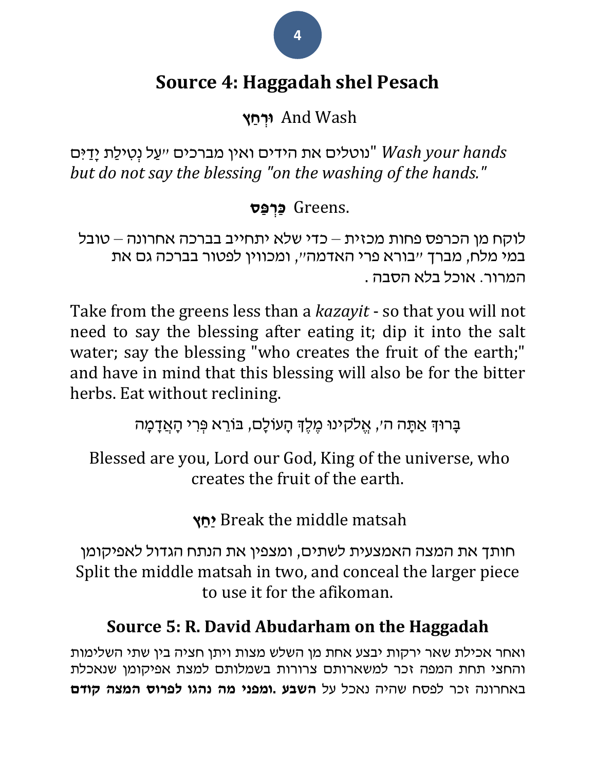## Source 4: Haggadah shel Pesach

**וּרְחַץ** And Wash

"נוטלים את הידים ואין מברכים ״עַל נְטִילַת יָדַיִם" *Wash your hands but do not say the blessing "on the washing of the hands."*

**כַּרְפַּס** Greens.

לוקח מן הכרפס פחות מכזית – כדי שלא יתחייב בברכה אחרונה – טובל במי מלח, מברך ״בורא פרי האדמה״, ומכווין לפטור בברכה גם את המרור. אוכל בלא הסבה .

Take from the greens less than a *kazayit* - so that you will not need to say the blessing after eating it; dip it into the salt water; say the blessing "who creates the fruit of the earth;" and have in mind that this blessing will also be for the bitter herbs. Eat without reclining.

בָּרוּךְ אַתָּה ה׳, אֱלֹקינוּ מֶלֶךְ הָעוֹלָם, בּוֹרֵא פְּרִי הָאֲדָמָה

Blessed are you, Lord our God, King of the universe, who creates the fruit of the earth.

**יַחַץ** Break the middle matsah

חותך את המצה האמצעית לשתים, ומצפין את הנתח הגדול לאפיקומן
Split the middle matsah in two, and conceal the larger piece to use it for the afikoman.

## Source 5: R. David Abudarham on the Haggadah

ואחר אכילת שאר ירקות יבצע אחת מן השלש מצות ויתן חציה בין שתי השלימות והחצי תחת המפה זכר למשארותם צרורות בשמלותם למצת אפיקומן שנאכלת באחרונה זכר לפסח שהיה נאכל על **השבע .ומפני מה נהגו לפרוס המצה קודם**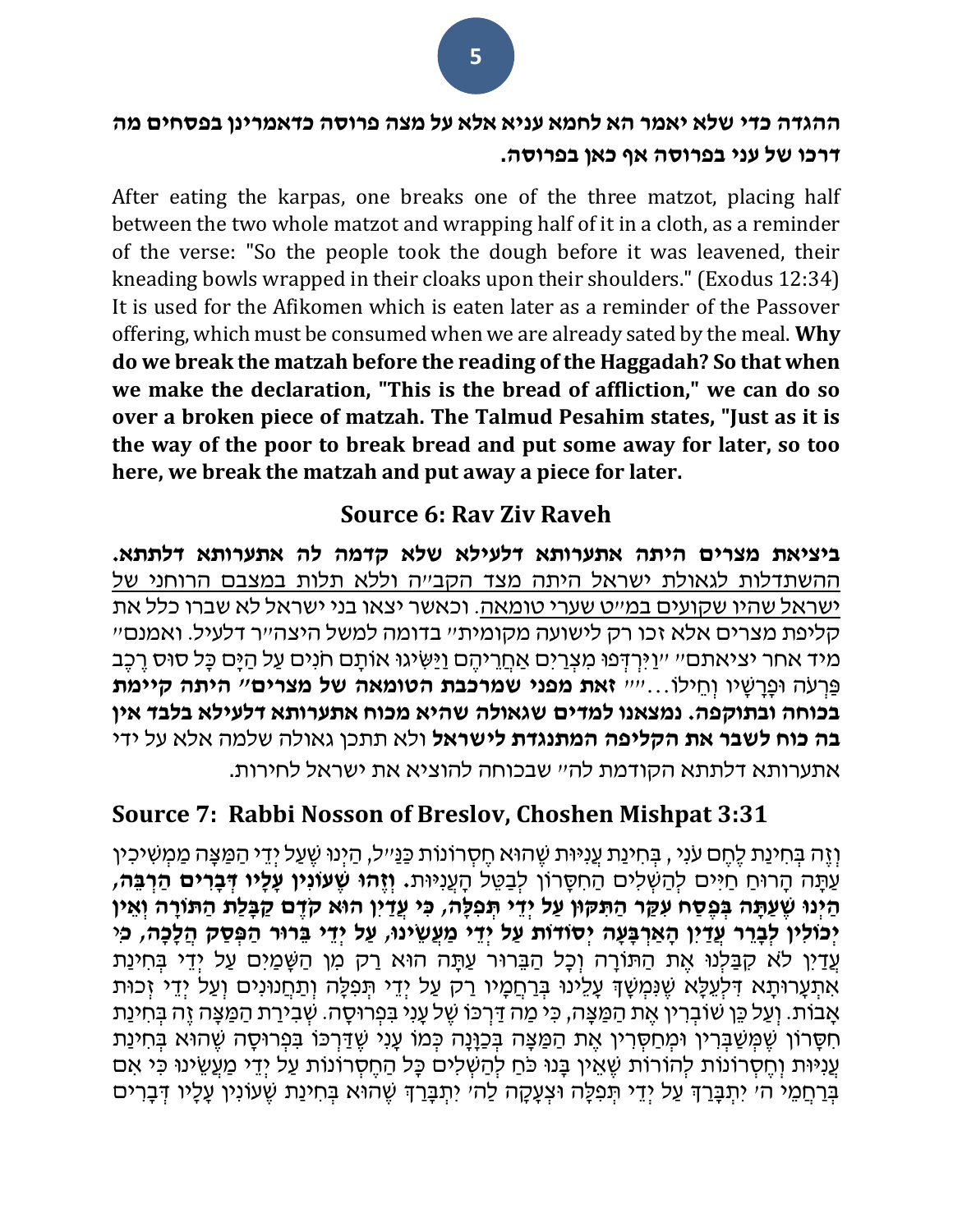**ההגדה כדי שלא יאמר הא לחמא עניא אלא על מצה פרוסה כדאמרינן בפסחים מה דרכו של עני בפרוסה אף כאן בפרוסה.**

After eating the karpas, one breaks one of the three matzot, placing half between the two whole matzot and wrapping half of it in a cloth, as a reminder of the verse: "So the people took the dough before it was leavened, their kneading bowls wrapped in their cloaks upon their shoulders." (Exodus 12:34) It is used for the Afikomen which is eaten later as a reminder of the Passover offering, which must be consumed when we are already sated by the meal. **Why do we break the matzah before the reading of the Haggadah? So that when we make the declaration, "This is the bread of affliction," we can do so over a broken piece of matzah. The Talmud Pesahim states, "Just as it is the way of the poor to break bread and put some away for later, so too here, we break the matzah and put away a piece for later.**

## Source 6: Rav Ziv Raveh

**ביציאת מצרים היתה אתערותא דלעילא שלא קדמה לה אתערותא דלתתא.** ההשתדלות לגאולת ישראל היתה מצד הקב"ה וללא תלות במצבם הרוחני של ישראל שהיו שקועים במ"ט שערי טומאה. וכאשר יצאו בני ישראל לא שברו כלל את קליפת מצרים אלא זכו רק לישועה מקומית" בדומה למשל היצה"ר דלעיל. ואמנם" מיד אחר יציאתם" "וַיִּרְדְּפוּ מִצְרַיִם אַחֲרֵיהֶם וַיַּשִּׂיגוּ אוֹתָם חֹנִים עַל הַיָּם כָּל סוּס רֶכֶב פַּרְעֹה וּפָרָשָׁיו וְחֵילוֹ..."" **זאת מפני שמרכבת הטומאה של מצרים" היתה קיימת בכוחה ובתוקפה. נמצאנו למדים שגאולה שהיא מכוח אתערותא דלעילא בלבד אין בה כוח לשבר את הקליפה המתנגדת לישראל** ולא תתכן גאולה שלמה אלא על ידי אתערותא דלתתא הקודמת לה" שבכוחה להוציא את ישראל לחירות.

## Source 7: Rabbi Nosson of Breslov, Choshen Mishpat 3:31

וְזֶה בְּחִינַת לֶחֶם עֹנִי, בְּחִינַת עֲנִיּוּת שֶׁהוּא חֶסְרוֹנוֹת כַּנַּ"ל, הַיְנוּ שֶׁעַל יְדֵי הַמַּצָּה מַמְשִׁיכִין עַתָּה הָרוּחַ חַיִּים לְהַשְׁלִים הַחִסָּרוֹן לְבַטֵּל הָעֲנִיּוּת. **וְזֶהוּ שֶׁעוֹנִין עָלָיו דְּבָרִים הַרְבֵּה, הַיְנוּ שֶׁעַתָּה בְּפֶסַח עִקַּר הַתִּקּוּן עַל יְדֵי תְּפִלָּה, כִּי עֲדַיִן הוּא קֹדֶם קַבָּלַת הַתּוֹרָה וְאֵין יְכוֹלִין לְבָרֵר עֲדַיִן הָאַרְבָּעָה יְסוֹדוֹת עַל יְדֵי מַעֲשֵׂינוּ, עַל יְדֵי בֵּרוּר הַפְּסַק הֲלָכָה, כִּי** עֲדַיִן לֹא קִבַּלְנוּ אֶת הַתּוֹרָה וְכָל הַבֵּרוּר עַתָּה הוּא רַק מִן הַשָּׁמַיִם עַל יְדֵי בְּחִינַת אִתְעָרוּתָא דִּלְעֵלָּא שֶׁנִּמְשָׁךְ עָלֵינוּ בְּרַחֲמָיו רַק עַל יְדֵי תְּפִלָּה וְתַחֲנוּנִים וְעַל יְדֵי זְכוּת אָבוֹת. וְעַל כֵּן שׁוֹבְרִין אֶת הַמַּצָּה, כִּי מַה דַּרְכּוֹ שֶׁל עָנִי בִּפְרוּסָה. שְׁבִירַת הַמַּצָּה זֶה בְּחִינַת חִסָּרוֹן שֶׁמְּשַׁבְּרִין וּמְחַסְּרִין אֶת הַמַּצָּה בְּכַוָּנָה כְּמוֹ עָנִי שֶׁדַּרְכּוֹ בִּפְרוּסָה שֶׁהוּא בְּחִינַת עֲנִיּוּת וְחֶסְרוֹנוֹת לְהוֹרוֹת שֶׁאֵין בָּנוּ כֹּחַ לְהַשְׁלִים כָּל הַחֶסְרוֹנוֹת עַל יְדֵי מַעֲשֵׂינוּ כִּי אִם בְּרַחֲמֵי ה' יִתְבָּרַךְ עַל יְדֵי תְּפִלָּה וּצְעָקָה לַה' יִתְבָּרַךְ שֶׁהוּא בְּחִינַת שֶׁעוֹנִין עָלָיו דְּבָרִים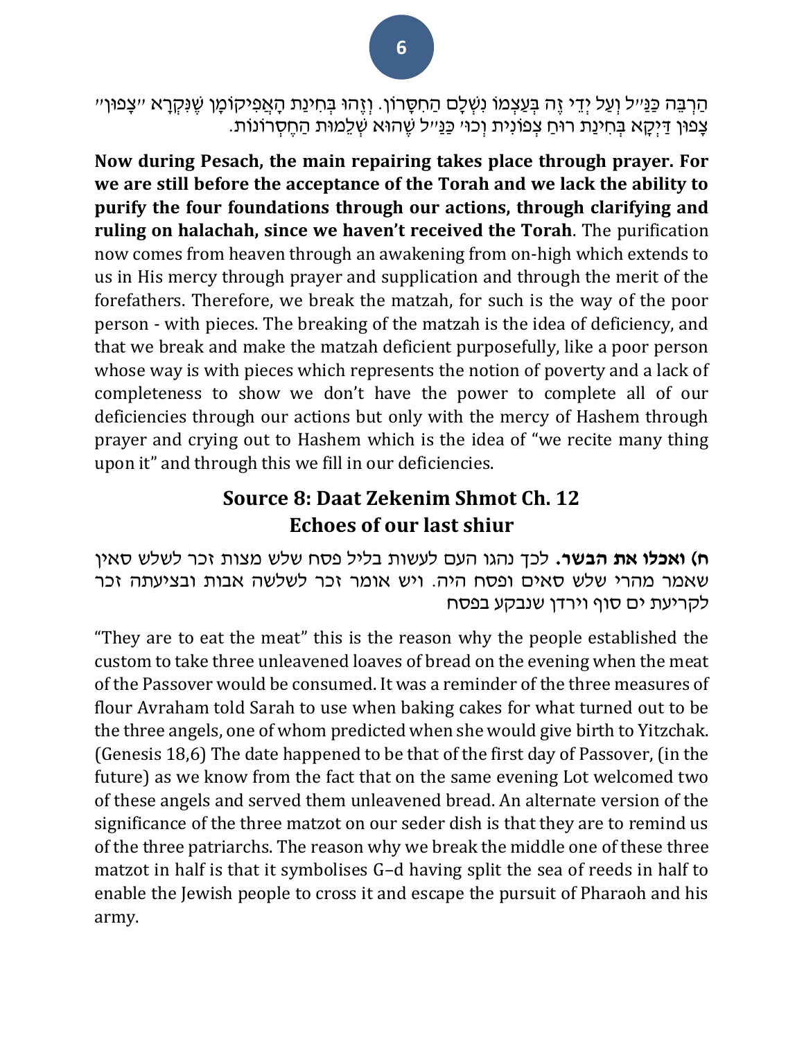הַרְבֵּה כַּנַּ"ל וְעַל יְדֵי זֶה בְּעַצְמוֹ נִשְׁלָם הַחִסָּרוֹן. וְזֶהוּ בְּחִינַת הָאֲפִיקוֹמָן שֶׁנִּקְרָא "צָפוּן" צָפוּן דַּיְקָא בְּחִינַת רוּחַ צְפוֹנִית וְכוּ' כַּנַּ"ל שֶׁהוּא שְׁלֵמוּת הַחֶסְרוֹנוֹת.

**Now during Pesach, the main repairing takes place through prayer. For we are still before the acceptance of the Torah and we lack the ability to purify the four foundations through our actions, through clarifying and ruling on halachah, since we haven't received the Torah**. The purification now comes from heaven through an awakening from on-high which extends to us in His mercy through prayer and supplication and through the merit of the forefathers. Therefore, we break the matzah, for such is the way of the poor person - with pieces. The breaking of the matzah is the idea of deficiency, and that we break and make the matzah deficient purposefully, like a poor person whose way is with pieces which represents the notion of poverty and a lack of completeness to show we don't have the power to complete all of our deficiencies through our actions but only with the mercy of Hashem through prayer and crying out to Hashem which is the idea of "we recite many thing upon it" and through this we fill in our deficiencies.

## Source 8: Daat Zekenim Shmot Ch. 12
## Echoes of our last shiur

**ח) ואכלו את הבשר.** לכך נהגו העם לעשות בליל פסח שלש מצות זכר לשלש סאין שאמר מהרי שלש סאים ופסח היה. ויש אומר זכר לשלשה אבות ובציעתה זכר לקריעת ים סוף וירדן שנבקע בפסח

"They are to eat the meat" this is the reason why the people established the custom to take three unleavened loaves of bread on the evening when the meat of the Passover would be consumed. It was a reminder of the three measures of flour Avraham told Sarah to use when baking cakes for what turned out to be the three angels, one of whom predicted when she would give birth to Yitzchak. (Genesis 18,6) The date happened to be that of the first day of Passover, (in the future) as we know from the fact that on the same evening Lot welcomed two of these angels and served them unleavened bread. An alternate version of the significance of the three matzot on our seder dish is that they are to remind us of the three patriarchs. The reason why we break the middle one of these three matzot in half is that it symbolises G–d having split the sea of reeds in half to enable the Jewish people to cross it and escape the pursuit of Pharaoh and his army.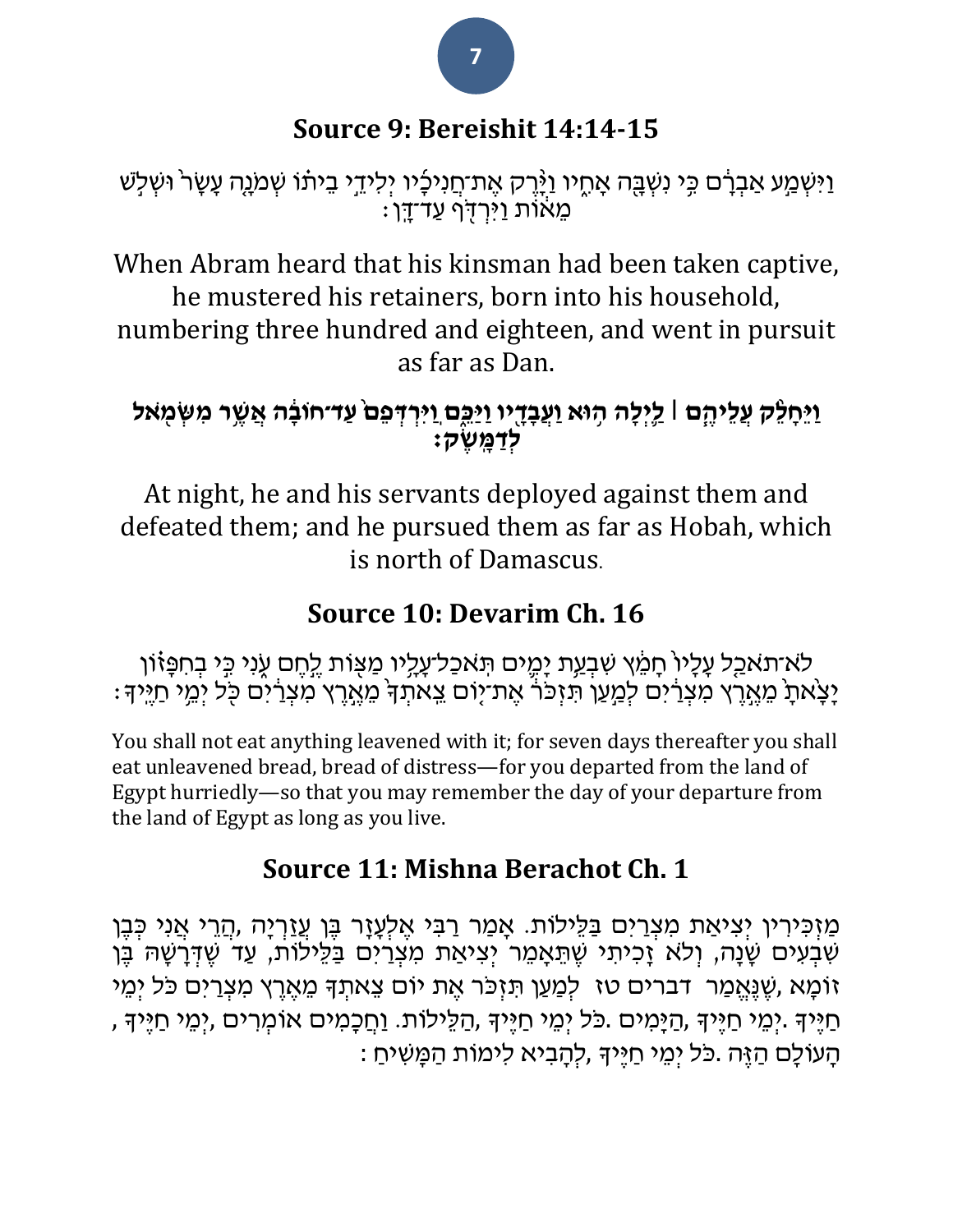## Source 9: Bereishit 14:14-15

וַיִּשְׁמַ֣ע אַבְרָ֔ם כִּ֥י נִשְׁבָּ֖ה אָחִ֑יו וַיָּ֨רֶק אֶת־חֲנִיכָ֜יו יְלִידֵ֣י בֵית֗וֹ שְׁמֹנָ֤ה עָשָׂר֙ וּשְׁלֹ֣שׁ מֵא֔וֹת וַיִּרְדֹּ֖ף עַד־דָּֽן׃

When Abram heard that his kinsman had been taken captive, he mustered his retainers, born into his household, numbering three hundred and eighteen, and went in pursuit as far as Dan.

**וַיֵּחָלֵ֨ק עֲלֵיהֶ֧ם ׀ לַ֛יְלָה ה֥וּא וַעֲבָדָ֖יו וַיַּכֵּ֑ם וַֽיִּרְדְּפֵם֙ עַד־חוֹבָ֔ה אֲשֶׁ֥ר מִשְּׂמֹ֖אל לְדַמָּֽשֶׂק׃**

At night, he and his servants deployed against them and defeated them; and he pursued them as far as Hobah, which is north of Damascus.

## Source 10: Devarim Ch. 16

לֹא־תֹאכַ֤ל עָלָיו֙ חָמֵ֔ץ שִׁבְעַ֥ת יָמִ֛ים תֹּֽאכַל־עָלָ֥יו מַצּ֖וֹת לֶ֣חֶם עֹ֑נִי כִּ֣י בְחִפָּז֗וֹן יָצָ֙אתָ֙ מֵאֶ֣רֶץ מִצְרַ֔יִם לְמַ֣עַן תִּזְכֹּ֗ר אֶת־י֤וֹם צֵֽאתְךָ֙ מֵאֶ֣רֶץ מִצְרַ֔יִם כֹּ֖ל יְמֵ֥י חַיֶּֽיךָ׃

You shall not eat anything leavened with it; for seven days thereafter you shall eat unleavened bread, bread of distress—for you departed from the land of Egypt hurriedly—so that you may remember the day of your departure from the land of Egypt as long as you live.

## Source 11: Mishna Berachot Ch. 1

מַזְכִּירִין יְצִיאַת מִצְרַיִם בַּלֵּילוֹת. אָמַר רַבִּי אֶלְעָזָר בֶּן עֲזַרְיָה ,הֲרֵי אֲנִי כְּבֶן שִׁבְעִים שָׁנָה, וְלֹא זָכִיתִי שֶׁתֵּאָמֵר יְצִיאַת מִצְרַיִם בַּלֵּילוֹת, עַד שֶׁדְּרָשָׁהּ בֶּן זוֹמָא ,שֶׁנֶּאֱמַר דברים טז לְמַעַן תִּזְכֹּר אֶת יוֹם צֵאתְךָ מֵאֶרֶץ מִצְרַיִם כֹּל יְמֵי חַיֶּיךָ .יְמֵי חַיֶּיךָ ,הַיָּמִים .כֹּל יְמֵי חַיֶּיךָ ,הַלֵּילוֹת. וַחֲכָמִים אוֹמְרִים ,יְמֵי חַיֶּיךָ , הָעוֹלָם הַזֶּה .כֹּל יְמֵי חַיֶּיךָ ,לְהָבִיא לִימוֹת הַמָּשִׁיחַ :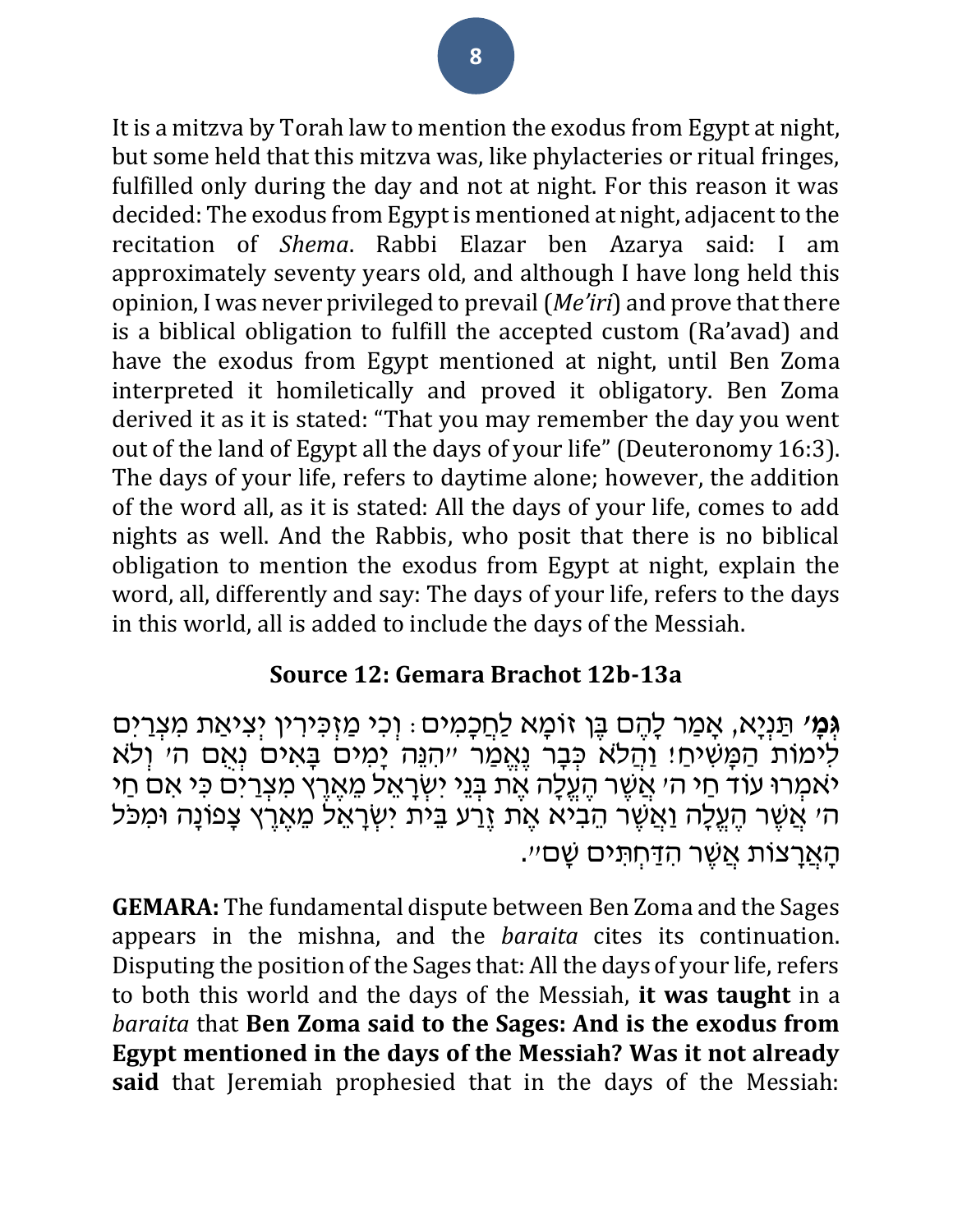It is a mitzva by Torah law to mention the exodus from Egypt at night, but some held that this mitzva was, like phylacteries or ritual fringes, fulfilled only during the day and not at night. For this reason it was decided: The exodus from Egypt is mentioned at night, adjacent to the recitation of *Shema*. Rabbi Elazar ben Azarya said: I am approximately seventy years old, and although I have long held this opinion, I was never privileged to prevail (*Me'iri*) and prove that there is a biblical obligation to fulfill the accepted custom (Ra'avad) and have the exodus from Egypt mentioned at night, until Ben Zoma interpreted it homiletically and proved it obligatory. Ben Zoma derived it as it is stated: "That you may remember the day you went out of the land of Egypt all the days of your life" (Deuteronomy 16:3). The days of your life, refers to daytime alone; however, the addition of the word all, as it is stated: All the days of your life, comes to add nights as well. And the Rabbis, who posit that there is no biblical obligation to mention the exodus from Egypt at night, explain the word, all, differently and say: The days of your life, refers to the days in this world, all is added to include the days of the Messiah.

## Source 12: Gemara Brachot 12b-13a

**גְּמָ׳** תַּנְיָא, אָמַר לָהֶם בֶּן זוֹמָא לַחֲכָמִים: וְכִי מַזְכִּירִין יְצִיאַת מִצְרַיִם לִימוֹת הַמָּשִׁיחַ! וַהֲלֹא כְּבָר נֶאֱמַר ״הִנֵּה יָמִים בָּאִים נְאֻם ה׳ וְלֹא יֹאמְרוּ עוֹד חַי ה׳ אֲשֶׁר הֶעֱלָה אֶת בְּנֵי יִשְׂרָאֵל מֵאֶרֶץ מִצְרַיִם כִּי אִם חַי ה׳ אֲשֶׁר הֶעֱלָה וַאֲשֶׁר הֵבִיא אֶת זֶרַע בֵּית יִשְׂרָאֵל מֵאֶרֶץ צָפוֹנָה וּמִכֹּל הָאֲרָצוֹת אֲשֶׁר הִדַּחְתִּים שָׁם״.

**GEMARA:** The fundamental dispute between Ben Zoma and the Sages appears in the mishna, and the *baraita* cites its continuation. Disputing the position of the Sages that: All the days of your life, refers to both this world and the days of the Messiah, **it was taught** in a *baraita* that **Ben Zoma said to the Sages: And is the exodus from Egypt mentioned in the days of the Messiah? Was it not already said** that Jeremiah prophesied that in the days of the Messiah: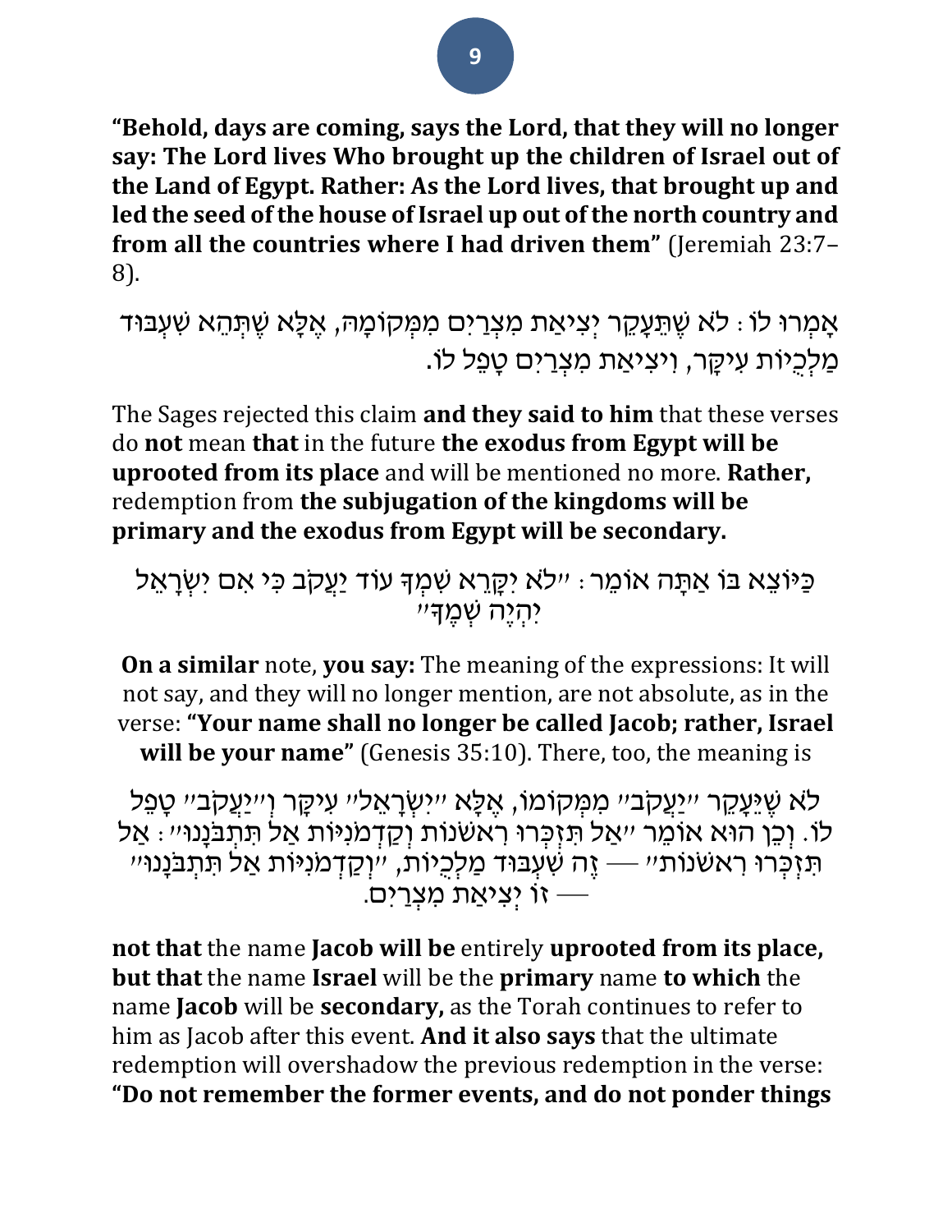**"Behold, days are coming, says the Lord, that they will no longer say: The Lord lives Who brought up the children of Israel out of the Land of Egypt. Rather: As the Lord lives, that brought up and led the seed of the house of Israel up out of the north country and from all the countries where I had driven them"** (Jeremiah 23:7–8).

אָמְרוּ לוֹ: לֹא שֶׁתֵּעָקֵר יְצִיאַת מִצְרַיִם מִמְּקוֹמָהּ, אֶלָּא שֶׁתְּהֵא שִׁעְבּוּד מַלְכֻיּוֹת עִיקָּר, וִיצִיאַת מִצְרַיִם טָפֵל לוֹ.

The Sages rejected this claim **and they said to him** that these verses do **not** mean **that** in the future **the exodus from Egypt will be uprooted from its place** and will be mentioned no more. **Rather,** redemption from **the subjugation of the kingdoms will be primary and the exodus from Egypt will be secondary.**

כַּיּוֹצֵא בּוֹ אַתָּה אוֹמֵר: "לֹא יִקָּרֵא שִׁמְךָ עוֹד יַעֲקֹב כִּי אִם יִשְׂרָאֵל יִהְיֶה שְׁמֶךָ"

**On a similar** note, **you say:** The meaning of the expressions: It will not say, and they will no longer mention, are not absolute, as in the verse: **"Your name shall no longer be called Jacob; rather, Israel will be your name"** (Genesis 35:10). There, too, the meaning is

לֹא שֶׁיֵּעָקֵר "יַעֲקֹב" מִמְּקוֹמוֹ, אֶלָּא "יִשְׂרָאֵל" עִיקָּר וְ"יַעֲקֹב" טָפֵל לוֹ. וְכֵן הוּא אוֹמֵר "אַל תִּזְכְּרוּ רִאשֹׁנוֹת וְקַדְמֹנִיּוֹת אַל תִּתְבֹּנָנוּ": אַל תִּזְכְּרוּ רִאשֹׁנוֹת" — זֶה שִׁעְבּוּד מַלְכֻיּוֹת, "וְקַדְמֹנִיּוֹת אַל תִּתְבֹּנָנוּ" — זוֹ יְצִיאַת מִצְרַיִם.

**not that** the name **Jacob will be** entirely **uprooted from its place, but that** the name **Israel** will be the **primary** name **to which** the name **Jacob** will be **secondary,** as the Torah continues to refer to him as Jacob after this event. **And it also says** that the ultimate redemption will overshadow the previous redemption in the verse: **"Do not remember the former events, and do not ponder things**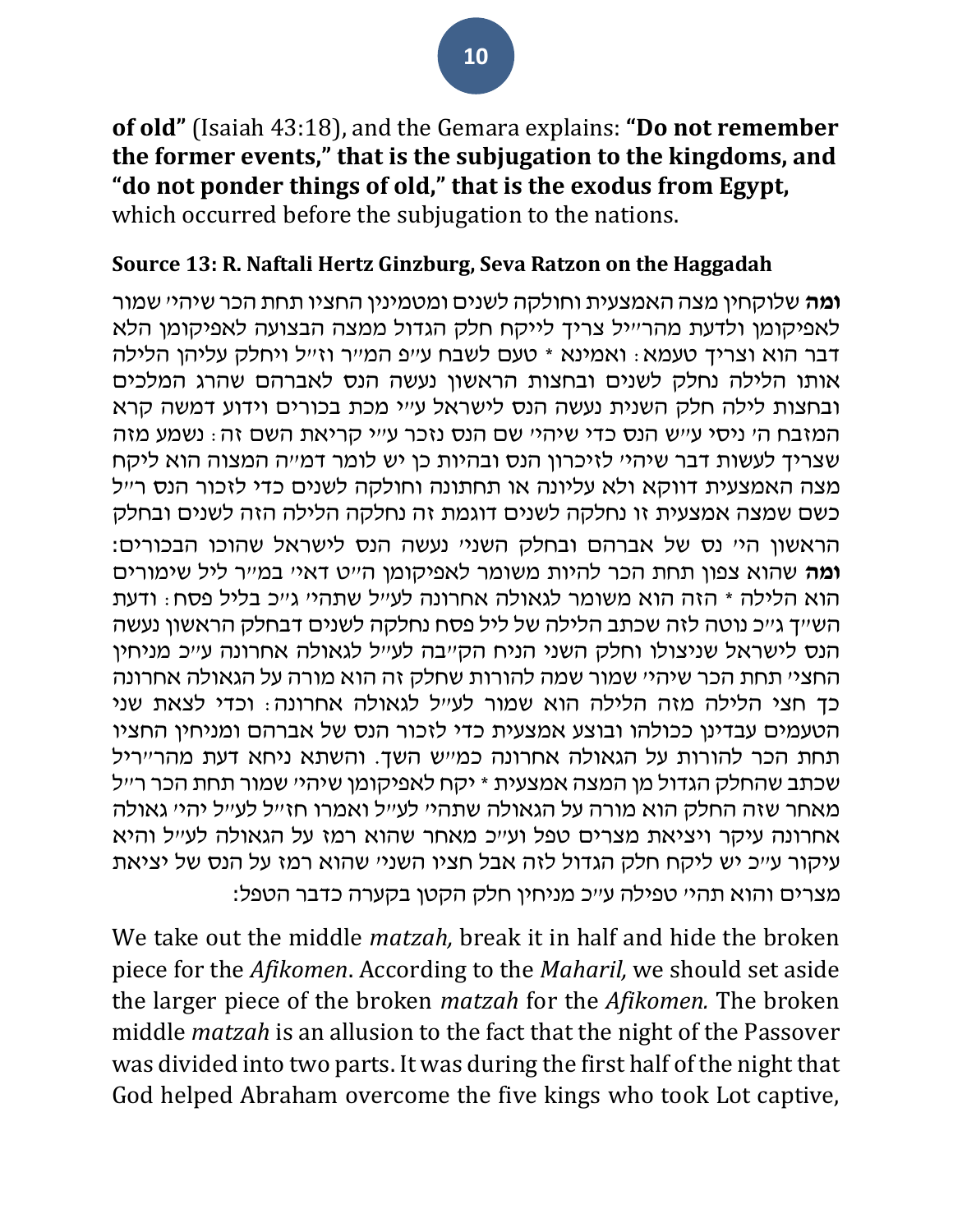**of old"** (Isaiah 43:18), and the Gemara explains: **"Do not remember the former events," that is the subjugation to the kingdoms, and "do not ponder things of old," that is the exodus from Egypt,** which occurred before the subjugation to the nations.

### Source 13: R. Naftali Hertz Ginzburg, Seva Ratzon on the Haggadah

**ומה** שלוקחין מצה האמצעית וחולקה לשנים ומטמינין החציו תחת הכר שיהי' שמור לאפיקומן ולדעת מהרי"ל צריך לייקח חלק הגדול ממצה הבצועה לאפיקומן הלא דבר הוא וצריך טעמא: ואמינא * טעם לשבח ע"פ המ"ר וז"ל ויחלק עליהן הלילה אותו הלילה נחלק לשנים ובחצות הראשון נעשה הנס לאברהם שהרג המלכים ובחצות לילה חלק השנית נעשה הנס לישראל ע"י מכת בכורים וידוע דמשה קרא המזבח ה' ניסי ע"ש הנס כדי שיהי' שם הנס נזכר ע"י קריאת השם זה: נשמע מזה שצריך לעשות דבר שיהי' לזיכרון הנס ובהיות כן יש לומר דמ"ה המצוה הוא ליקח מצה האמצעית דווקא ולא עליונה או תחתונה וחולקה לשנים כדי לזכור הנס ר"ל כשם שמצה אמצעית זו נחלקה לשנים דוגמת זה נחלקה הלילה הזה לשנים ובחלק הראשון הי' נס של אברהם ובחלק השני' נעשה הנס לישראל שהוכו הבכורים: **ומה** שהוא צפון תחת הכר להיות משומר לאפיקומן הי"ט דאי' במ"ר ליל שימורים הוא הלילה * הזה הוא משומר לגאולה אחרונה לע"ל שתהי' ג"כ בליל פסח: ודעת הש"ך ג"כ נוטה לזה שכתב הלילה של ליל פסח נחלקה לשנים דבחלק הראשון נעשה הנס לישראל שניצולו וחלק השני הניח הקב"ה לע"ל לגאולה אחרונה ע"כ מניחין החצי' תחת הכר שיהי' שמור שמה להורות שחלק זה הוא מורה על הגאולה אחרונה כך חצי הלילה מזה הלילה הוא שמור לע"ל לגאולה אחרונה: וכדי לצאת שני הטעמים עבדינן כהולהו ובוצע אמצעית כדי לזכור הנס של אברהם ומניחין החציו תחת הכר להורות על הגאולה אחרונה כמ"ש השך. והשתא ניחא דעת מהרי"ל שכתב שהחלק הגדול מן המצה אמצעית שיהי' שמור תחת הכר ר"ל יקח לאפיקומן * מאחר שזה החלק הוא מורה על הגאולה שתהי' לע"ל ואמרו חז"ל לע"ל יהי' גאולה אחרונה עיקר ויציאת מצרים טפל וע"כ מאחר שהוא רמז על הגאולה לע"ל והיא עיקור ע"כ יש ליקח חלק הגדול לזה אבל חציו השני' שהוא רמז על הנס של יציאת מצרים והוא תהי' טפילה ע"כ מניחין חלק הקטן בקערה כדבר הטפל:

We take out the middle *matzah,* break it in half and hide the broken piece for the *Afikomen*. According to the *Maharil,* we should set aside the larger piece of the broken *matzah* for the *Afikomen.* The broken middle *matzah* is an allusion to the fact that the night of the Passover was divided into two parts. It was during the first half of the night that God helped Abraham overcome the five kings who took Lot captive,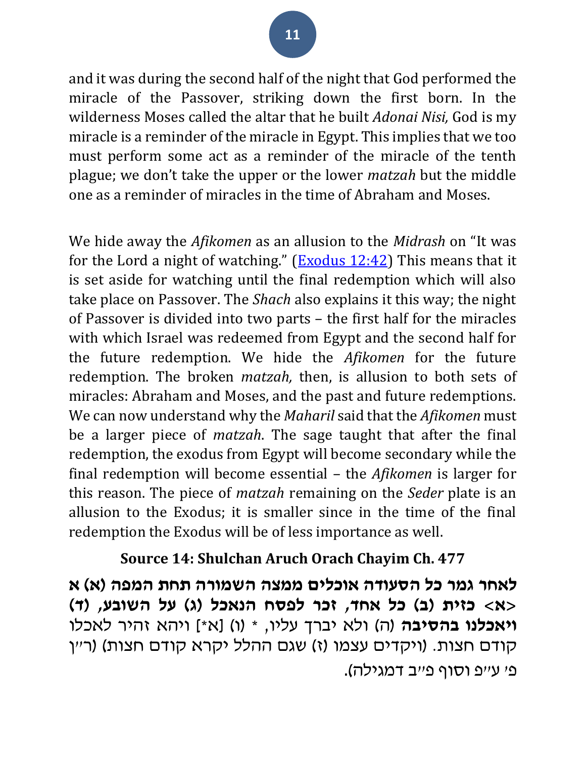and it was during the second half of the night that God performed the miracle of the Passover, striking down the first born. In the wilderness Moses called the altar that he built *Adonai Nisi,* God is my miracle is a reminder of the miracle in Egypt. This implies that we too must perform some act as a reminder of the miracle of the tenth plague; we don't take the upper or the lower *matzah* but the middle one as a reminder of miracles in the time of Abraham and Moses.

We hide away the *Afikomen* as an allusion to the *Midrash* on "It was for the Lord a night of watching." (Exodus 12:42) This means that it is set aside for watching until the final redemption which will also take place on Passover. The *Shach* also explains it this way; the night of Passover is divided into two parts – the first half for the miracles with which Israel was redeemed from Egypt and the second half for the future redemption. We hide the *Afikomen* for the future redemption. The broken *matzah,* then, is allusion to both sets of miracles: Abraham and Moses, and the past and future redemptions. We can now understand why the *Maharil* said that the *Afikomen* must be a larger piece of *matzah*. The sage taught that after the final redemption, the exodus from Egypt will become secondary while the final redemption will become essential – the *Afikomen* is larger for this reason. The piece of *matzah* remaining on the *Seder* plate is an allusion to the Exodus; it is smaller since in the time of the final redemption the Exodus will be of less importance as well.

### Source 14: Shulchan Aruch Orach Chayim Ch. 477

**לאחר גמר כל הסעודה אוכלים ממצה השמורה תחת המפה (א) א <א> כזית (ב) כל אחד, זכר לפסח הנאכל (ג) על השובע, (ד) ויאכלנו בהסיבה** (ה) ולא יברך עליו, * (ו) [א*] ויהא זהיר לאכלו קודם חצות. (ויקדים עצמו (ז) שגם ההלל יקרא קודם חצות) (ר"ן פ' ע"פ וסוף פ"ב דמגילה).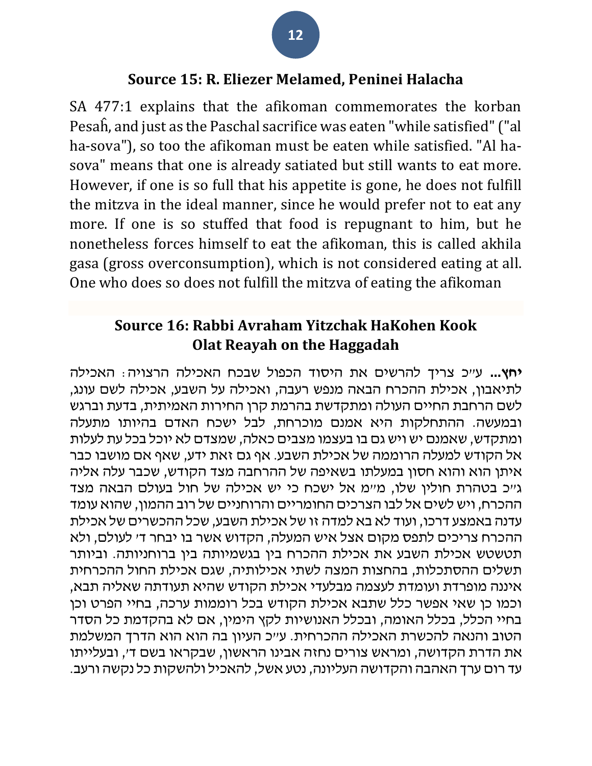## Source 15: R. Eliezer Melamed, Peninei Halacha

SA 477:1 explains that the afikoman commemorates the korban Pesaĥ, and just as the Paschal sacrifice was eaten "while satisfied" ("al ha-sova"), so too the afikoman must be eaten while satisfied. "Al ha-sova" means that one is already satiated but still wants to eat more. However, if one is so full that his appetite is gone, he does not fulfill the mitzva in the ideal manner, since he would prefer not to eat any more. If one is so stuffed that food is repugnant to him, but he nonetheless forces himself to eat the afikoman, this is called akhila gasa (gross overconsumption), which is not considered eating at all. One who does so does not fulfill the mitzva of eating the afikoman

## Source 16: Rabbi Avraham Yitzchak HaKohen Kook Olat Reayah on the Haggadah

**יחץ...** ע״כ צריך להרשים את היסוד הכפול שבכח האכילה הרצויה: האכילה לתיאבון, אכילת ההכרח הבאה מנפש רעבה, ואכילה על השבע, אכילה לשם עונג, לשם הרחבת החיים העולה ומתקדשת בהרמת קרן החירות האמיתית, בדעת וברגש ובמעשה. ההתחלקות היא אמנם מוכרחת, לבל ישכח האדם בהיותו מתעלה ומתקדש, שאמנם יש ויש גם בו בעצמו מצבים כאלה, שמצדם לא יוכל בכל עת לעלות אל הקודש למעלה הרוממה של אכילת השבע. אף גם זאת ידע, שאף אם מושבו כבר איתן הוא והוא חסון במעלתו בשאיפה של ההרחבה מצד הקודש, שכבר עלה אליה ג״כ בטהרת חולין שלו, מ״מ אל ישכח כי יש אכילה של חול בעולם הבאה מצד ההכרח, ויש לשים אל לבו הצרכים החומריים והרוחניים של רוב ההמון, שהוא עומד עדנה באמצע דרכו, ועוד לא בא למדה זו של אכילת השבע, שכל ההכשרים של אכילת ההכרח צריכים לתפס מקום אצל איש המעלה, הקדוש אשר בו יבחר ד׳ לעולם, ולא תטשטש אכילת השבע את אכילת ההכרח בין בגשמיותה בין ברוחניותה. וביותר תשלים ההסתכלות, בהחצות המצה לשתי אכילותיה, שגם אכילת החול ההכרחית איננה מופרדת ועומדת לעצמה מבלעדי אכילת הקודש שהיא תעודתה שאליה תבא, וכמו כן שאי אפשר כלל שתבא אכילת הקודש בכל רוממות ערכה, בחיי הפרט וכן בחיי הכלל, בכלל האומה, ובכלל האנושיות לקץ הימין, אם לא בהקדמת כל הסדר הטוב והנאה להכשרת האכילה ההכרחית. ע״כ העיון בה הוא הוא הדרך המשלמת את הדרת הקדושה, ומראש צורים נחזה אבינו הראשון, שבקראו בשם ד׳, ובעלייתו עד רום ערך האהבה והקדושה העליונה, נטע אשל, להאכיל ולהשקות כל נקשה ורעב.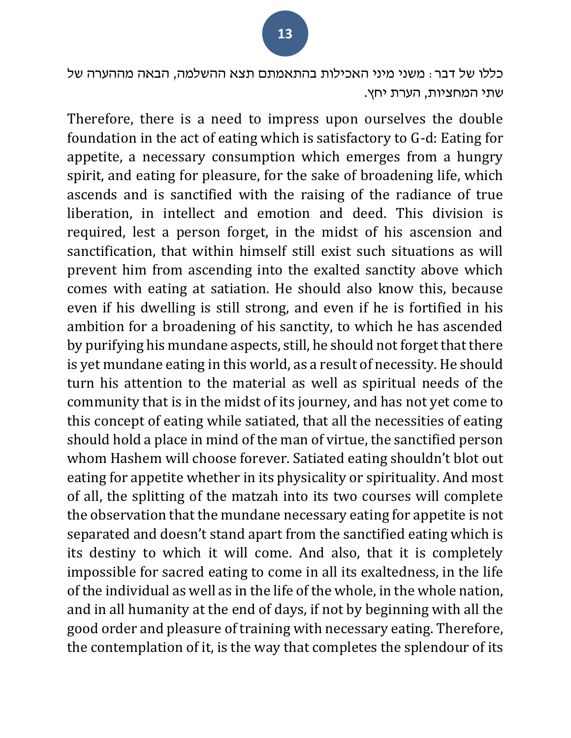כללו של דבר: משני מיני האכילות בהתאמתם תצא ההשלמה, הבאה מההערה של שתי המחציות, הערת יחץ.

Therefore, there is a need to impress upon ourselves the double foundation in the act of eating which is satisfactory to G-d: Eating for appetite, a necessary consumption which emerges from a hungry spirit, and eating for pleasure, for the sake of broadening life, which ascends and is sanctified with the raising of the radiance of true liberation, in intellect and emotion and deed. This division is required, lest a person forget, in the midst of his ascension and sanctification, that within himself still exist such situations as will prevent him from ascending into the exalted sanctity above which comes with eating at satiation. He should also know this, because even if his dwelling is still strong, and even if he is fortified in his ambition for a broadening of his sanctity, to which he has ascended by purifying his mundane aspects, still, he should not forget that there is yet mundane eating in this world, as a result of necessity. He should turn his attention to the material as well as spiritual needs of the community that is in the midst of its journey, and has not yet come to this concept of eating while satiated, that all the necessities of eating should hold a place in mind of the man of virtue, the sanctified person whom Hashem will choose forever. Satiated eating shouldn't blot out eating for appetite whether in its physicality or spirituality. And most of all, the splitting of the matzah into its two courses will complete the observation that the mundane necessary eating for appetite is not separated and doesn't stand apart from the sanctified eating which is its destiny to which it will come. And also, that it is completely impossible for sacred eating to come in all its exaltedness, in the life of the individual as well as in the life of the whole, in the whole nation, and in all humanity at the end of days, if not by beginning with all the good order and pleasure of training with necessary eating. Therefore, the contemplation of it, is the way that completes the splendour of its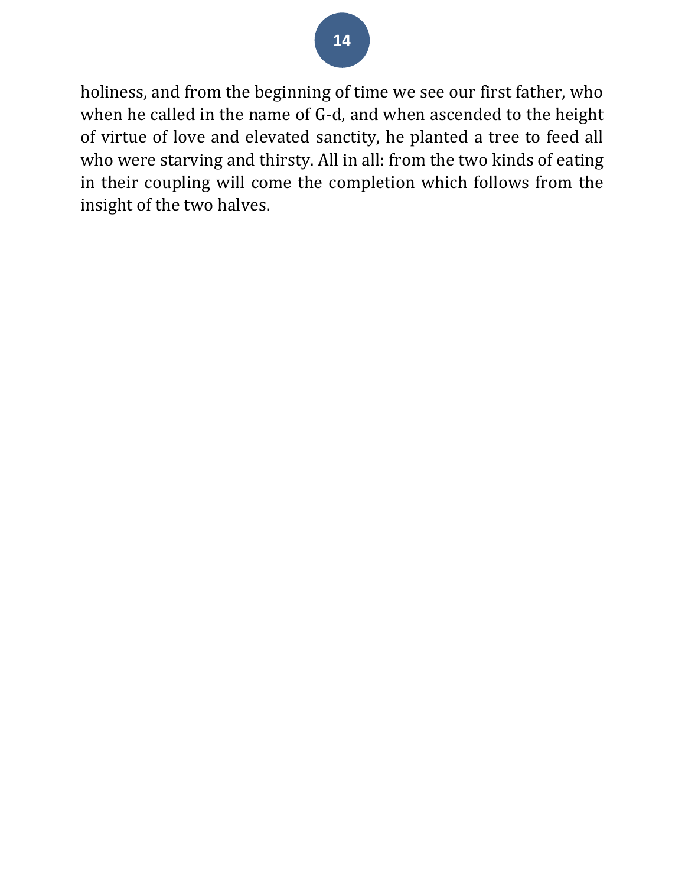holiness, and from the beginning of time we see our first father, who when he called in the name of G-d, and when ascended to the height of virtue of love and elevated sanctity, he planted a tree to feed all who were starving and thirsty. All in all: from the two kinds of eating in their coupling will come the completion which follows from the insight of the two halves.